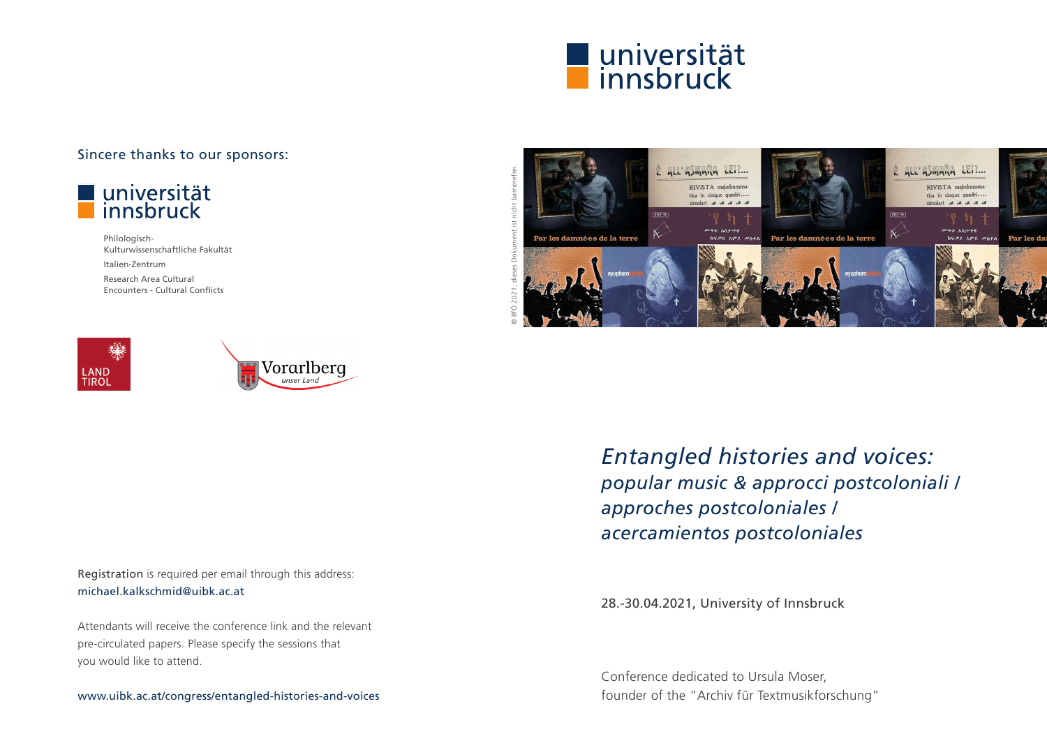Sincere thanks to our sponsors:

universität innsbruck

Philologisch-Kulturwissenschaftliche Fakultät

Italien-Zentrum

Research Area Cultural Encounters - Cultural Conflicts

LAND TIROL

Vorarlberg unser Land

Registration is required per email through this address:
michael.kalkschmid@uibk.ac.at

Attendants will receive the conference link and the relevant pre-circulated papers. Please specify the sessions that you would like to attend.

www.uibk.ac.at/congress/entangled-histories-and-voices

universität innsbruck

© BfÖ 2021, dieses Dokument ist nicht barrierefrei.

# *Entangled histories and voices:*

## *popular music & approcci postcoloniali / approches postcoloniales / acercamientos postcoloniales*

28.-30.04.2021, University of Innsbruck

Conference dedicated to Ursula Moser, founder of the "Archiv für Textmusikforschung"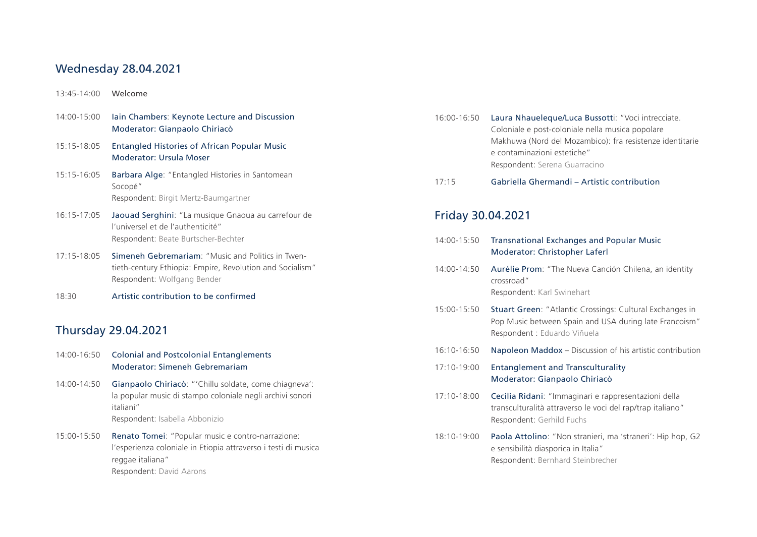## Wednesday 28.04.2021

13:45-14:00 Welcome

14:00-15:00 Iain Chambers: Keynote Lecture and Discussion
Moderator: Gianpaolo Chiriacò

15:15-18:05 Entangled Histories of African Popular Music
Moderator: Ursula Moser

15:15-16:05 Barbara Alge: "Entangled Histories in Santomean Socopé"
Respondent: Birgit Mertz-Baumgartner

16:15-17:05 Jaouad Serghini: "La musique Gnaoua au carrefour de l'universel et de l'authenticité"
Respondent: Beate Burtscher-Bechter

17:15-18:05 Simeneh Gebremariam: "Music and Politics in Twentieth-century Ethiopia: Empire, Revolution and Socialism"
Respondent: Wolfgang Bender

18:30 Artistic contribution to be confirmed

## Thursday 29.04.2021

14:00-16:50 Colonial and Postcolonial Entanglements
Moderator: Simeneh Gebremariam

14:00-14:50 Gianpaolo Chiriacò: "'Chillu soldate, come chiagneva': la popular music di stampo coloniale negli archivi sonori italiani"
Respondent: Isabella Abbonizio

15:00-15:50 Renato Tomei: "Popular music e contro-narrazione: l'esperienza coloniale in Etiopia attraverso i testi di musica reggae italiana"
Respondent: David Aarons

16:00-16:50 Laura Nhaueleque/Luca Bussotti: "Voci intrecciate. Coloniale e post-coloniale nella musica popolare Makhuwa (Nord del Mozambico): fra resistenze identitarie e contaminazioni estetiche"
Respondent: Serena Guarracino

17:15 Gabriella Ghermandi – Artistic contribution

## Friday 30.04.2021

14:00-15:50 Transnational Exchanges and Popular Music
Moderator: Christopher Laferl

14:00-14:50 Aurélie Prom: "The Nueva Canción Chilena, an identity crossroad"
Respondent: Karl Swinehart

15:00-15:50 Stuart Green: "Atlantic Crossings: Cultural Exchanges in Pop Music between Spain and USA during late Francoism"
Respondent : Eduardo Viñuela

16:10-16:50 Napoleon Maddox – Discussion of his artistic contribution

17:10-19:00 Entanglement and Transculturality
Moderator: Gianpaolo Chiriacò

17:10-18:00 Cecilia Ridani: "Immaginari e rappresentazioni della transculturalità attraverso le voci del rap/trap italiano"
Respondent: Gerhild Fuchs

18:10-19:00 Paola Attolino: "Non stranieri, ma 'straneri': Hip hop, G2 e sensibilità diasporica in Italia"
Respondent: Bernhard Steinbrecher